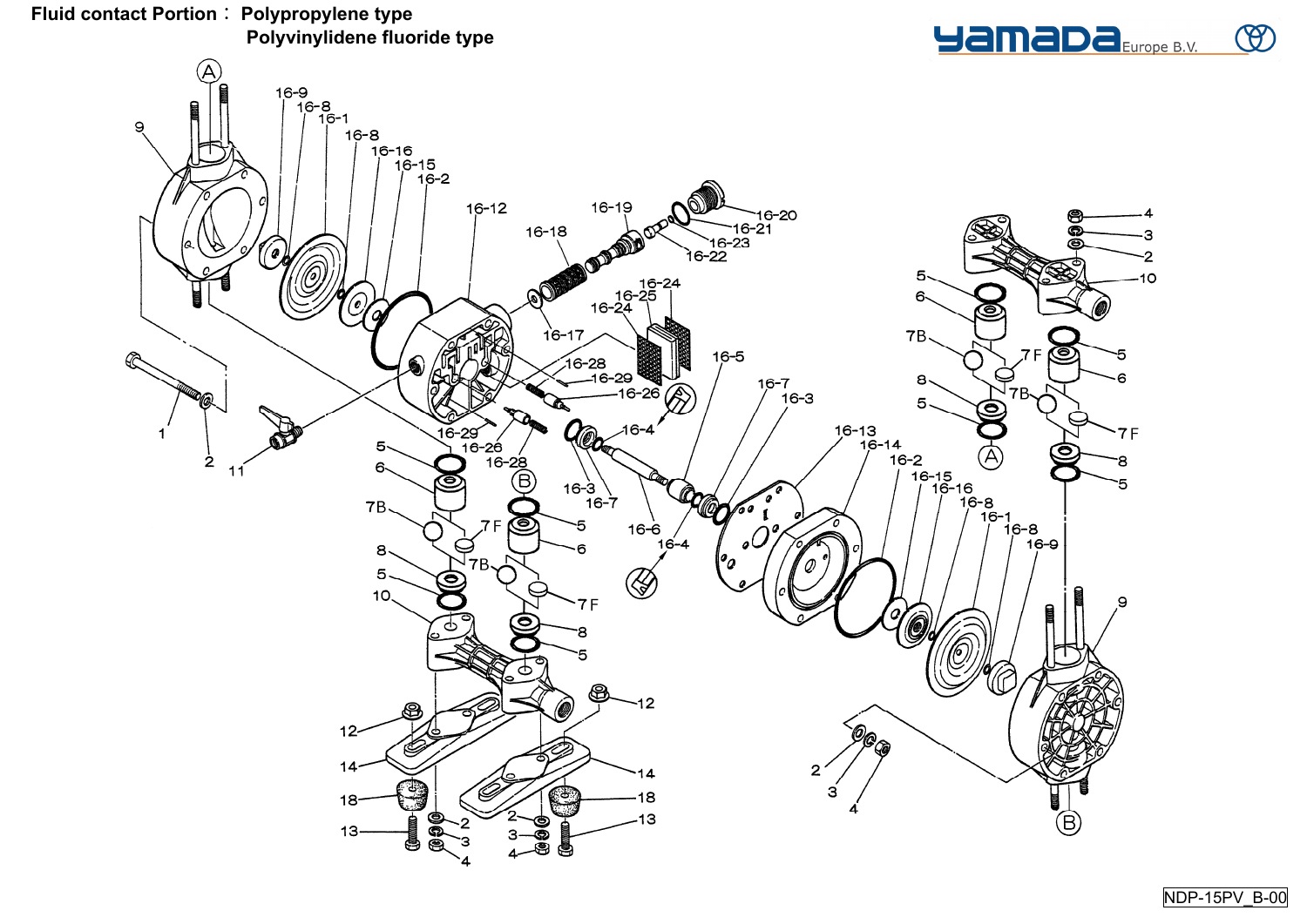**Fluid contact Portion： Polypropylene type**
**Polyvinylidene fluoride type**

yamada Europe B.V.

NDP-15PV_B-00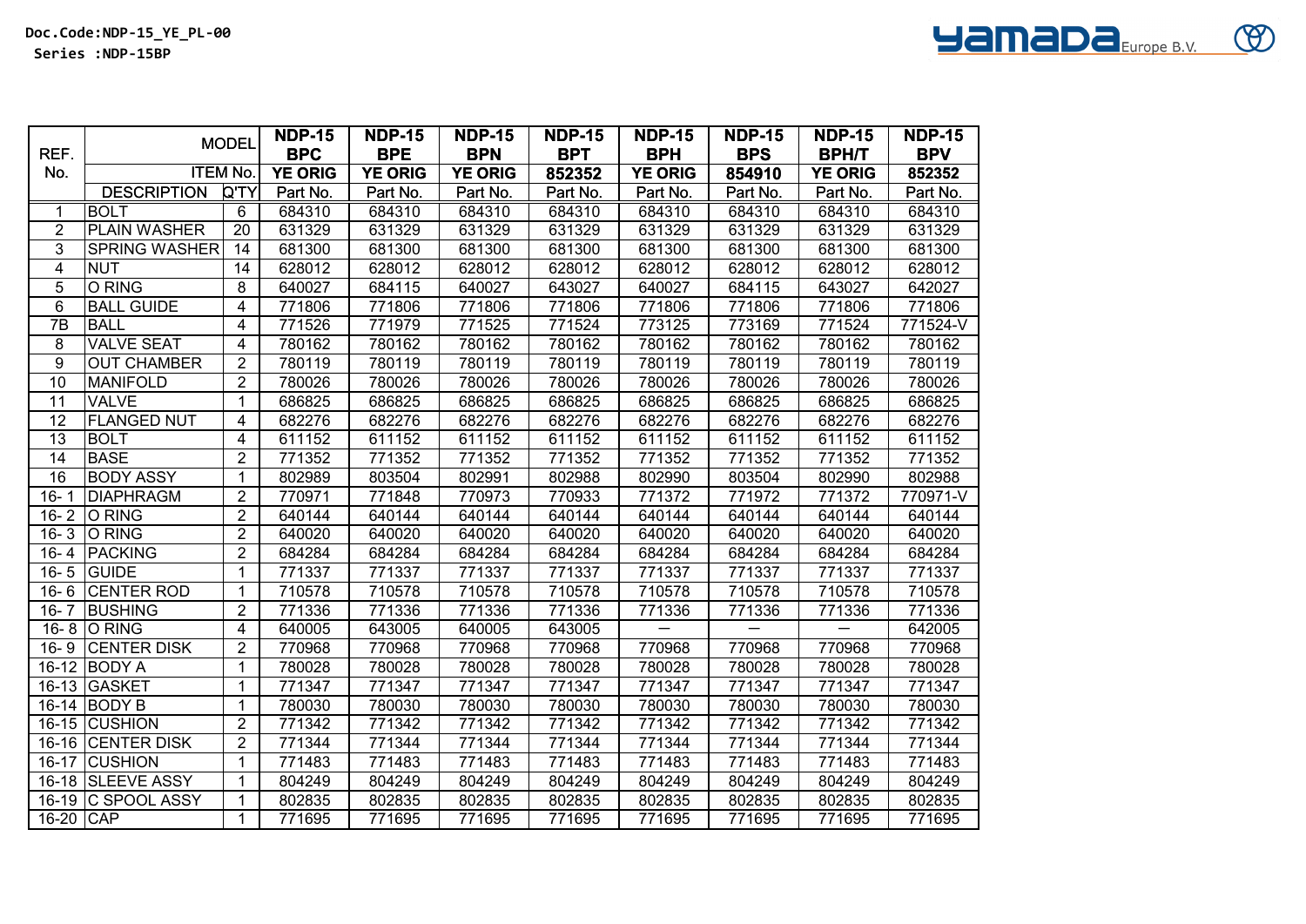Doc.Code:NDP-15_YE_PL-00
Series :NDP-15BP

| REF. No. | MODEL | | NDP-15 BPC | NDP-15 BPE | NDP-15 BPN | NDP-15 BPT | NDP-15 BPH | NDP-15 BPS | NDP-15 BPH/T | NDP-15 BPV |
|---|---|---|---|---|---|---|---|---|---|---|
| | ITEM No. | | YE ORIG | YE ORIG | YE ORIG | 852352 | YE ORIG | 854910 | YE ORIG | 852352 |
| | DESCRIPTION | Q'TY | Part No. | Part No. | Part No. | Part No. | Part No. | Part No. | Part No. | Part No. |
| 1 | BOLT | 6 | 684310 | 684310 | 684310 | 684310 | 684310 | 684310 | 684310 | 684310 |
| 2 | PLAIN WASHER | 20 | 631329 | 631329 | 631329 | 631329 | 631329 | 631329 | 631329 | 631329 |
| 3 | SPRING WASHER | 14 | 681300 | 681300 | 681300 | 681300 | 681300 | 681300 | 681300 | 681300 |
| 4 | NUT | 14 | 628012 | 628012 | 628012 | 628012 | 628012 | 628012 | 628012 | 628012 |
| 5 | O RING | 8 | 640027 | 684115 | 640027 | 643027 | 640027 | 684115 | 643027 | 642027 |
| 6 | BALL GUIDE | 4 | 771806 | 771806 | 771806 | 771806 | 771806 | 771806 | 771806 | 771806 |
| 7B | BALL | 4 | 771526 | 771979 | 771525 | 771524 | 773125 | 773169 | 771524 | 771524-V |
| 8 | VALVE SEAT | 4 | 780162 | 780162 | 780162 | 780162 | 780162 | 780162 | 780162 | 780162 |
| 9 | OUT CHAMBER | 2 | 780119 | 780119 | 780119 | 780119 | 780119 | 780119 | 780119 | 780119 |
| 10 | MANIFOLD | 2 | 780026 | 780026 | 780026 | 780026 | 780026 | 780026 | 780026 | 780026 |
| 11 | VALVE | 1 | 686825 | 686825 | 686825 | 686825 | 686825 | 686825 | 686825 | 686825 |
| 12 | FLANGED NUT | 4 | 682276 | 682276 | 682276 | 682276 | 682276 | 682276 | 682276 | 682276 |
| 13 | BOLT | 4 | 611152 | 611152 | 611152 | 611152 | 611152 | 611152 | 611152 | 611152 |
| 14 | BASE | 2 | 771352 | 771352 | 771352 | 771352 | 771352 | 771352 | 771352 | 771352 |
| 16 | BODY ASSY | 1 | 802989 | 803504 | 802991 | 802988 | 802990 | 803504 | 802990 | 802988 |
| 16- 1 | DIAPHRAGM | 2 | 770971 | 771848 | 770973 | 770933 | 771372 | 771972 | 771372 | 770971-V |
| 16- 2 | O RING | 2 | 640144 | 640144 | 640144 | 640144 | 640144 | 640144 | 640144 | 640144 |
| 16- 3 | O RING | 2 | 640020 | 640020 | 640020 | 640020 | 640020 | 640020 | 640020 | 640020 |
| 16- 4 | PACKING | 2 | 684284 | 684284 | 684284 | 684284 | 684284 | 684284 | 684284 | 684284 |
| 16- 5 | GUIDE | 1 | 771337 | 771337 | 771337 | 771337 | 771337 | 771337 | 771337 | 771337 |
| 16- 6 | CENTER ROD | 1 | 710578 | 710578 | 710578 | 710578 | 710578 | 710578 | 710578 | 710578 |
| 16- 7 | BUSHING | 2 | 771336 | 771336 | 771336 | 771336 | 771336 | 771336 | 771336 | 771336 |
| 16- 8 | O RING | 4 | 640005 | 643005 | 640005 | 643005 | — | — | — | 642005 |
| 16- 9 | CENTER DISK | 2 | 770968 | 770968 | 770968 | 770968 | 770968 | 770968 | 770968 | 770968 |
| 16-12 | BODY A | 1 | 780028 | 780028 | 780028 | 780028 | 780028 | 780028 | 780028 | 780028 |
| 16-13 | GASKET | 1 | 771347 | 771347 | 771347 | 771347 | 771347 | 771347 | 771347 | 771347 |
| 16-14 | BODY B | 1 | 780030 | 780030 | 780030 | 780030 | 780030 | 780030 | 780030 | 780030 |
| 16-15 | CUSHION | 2 | 771342 | 771342 | 771342 | 771342 | 771342 | 771342 | 771342 | 771342 |
| 16-16 | CENTER DISK | 2 | 771344 | 771344 | 771344 | 771344 | 771344 | 771344 | 771344 | 771344 |
| 16-17 | CUSHION | 1 | 771483 | 771483 | 771483 | 771483 | 771483 | 771483 | 771483 | 771483 |
| 16-18 | SLEEVE ASSY | 1 | 804249 | 804249 | 804249 | 804249 | 804249 | 804249 | 804249 | 804249 |
| 16-19 | C SPOOL ASSY | 1 | 802835 | 802835 | 802835 | 802835 | 802835 | 802835 | 802835 | 802835 |
| 16-20 | CAP | 1 | 771695 | 771695 | 771695 | 771695 | 771695 | 771695 | 771695 | 771695 |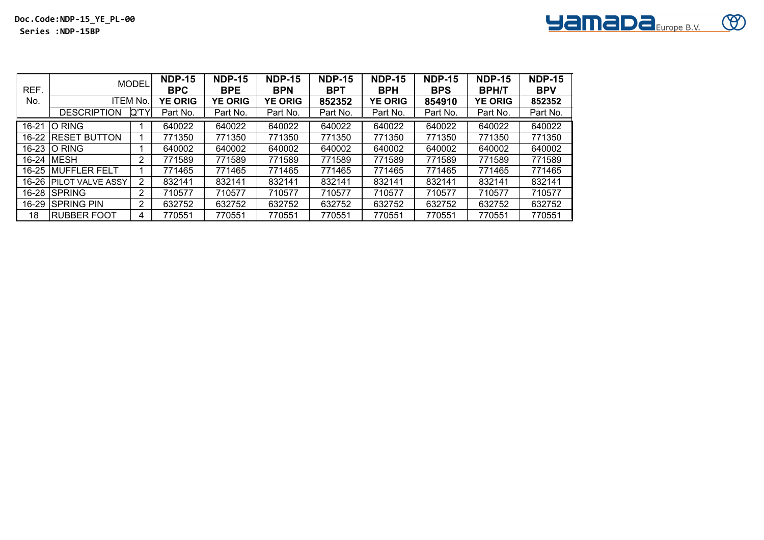Doc.Code:NDP-15_YE_PL-00
Series :NDP-15BP

| REF. No. | MODEL | | NDP-15 BPC | NDP-15 BPE | NDP-15 BPN | NDP-15 BPT | NDP-15 BPH | NDP-15 BPS | NDP-15 BPH/T | NDP-15 BPV |
|---|---|---|---|---|---|---|---|---|---|---|
| | ITEM No. | | YE ORIG | YE ORIG | YE ORIG | 852352 | YE ORIG | 854910 | YE ORIG | 852352 |
| | DESCRIPTION | Q'TY | Part No. | Part No. | Part No. | Part No. | Part No. | Part No. | Part No. | Part No. |
| 16-21 | O RING | 1 | 640022 | 640022 | 640022 | 640022 | 640022 | 640022 | 640022 | 640022 |
| 16-22 | RESET BUTTON | 1 | 771350 | 771350 | 771350 | 771350 | 771350 | 771350 | 771350 | 771350 |
| 16-23 | O RING | 1 | 640002 | 640002 | 640002 | 640002 | 640002 | 640002 | 640002 | 640002 |
| 16-24 | MESH | 2 | 771589 | 771589 | 771589 | 771589 | 771589 | 771589 | 771589 | 771589 |
| 16-25 | MUFFLER FELT | 1 | 771465 | 771465 | 771465 | 771465 | 771465 | 771465 | 771465 | 771465 |
| 16-26 | PILOT VALVE ASSY | 2 | 832141 | 832141 | 832141 | 832141 | 832141 | 832141 | 832141 | 832141 |
| 16-28 | SPRING | 2 | 710577 | 710577 | 710577 | 710577 | 710577 | 710577 | 710577 | 710577 |
| 16-29 | SPRING PIN | 2 | 632752 | 632752 | 632752 | 632752 | 632752 | 632752 | 632752 | 632752 |
| 18 | RUBBER FOOT | 4 | 770551 | 770551 | 770551 | 770551 | 770551 | 770551 | 770551 | 770551 |